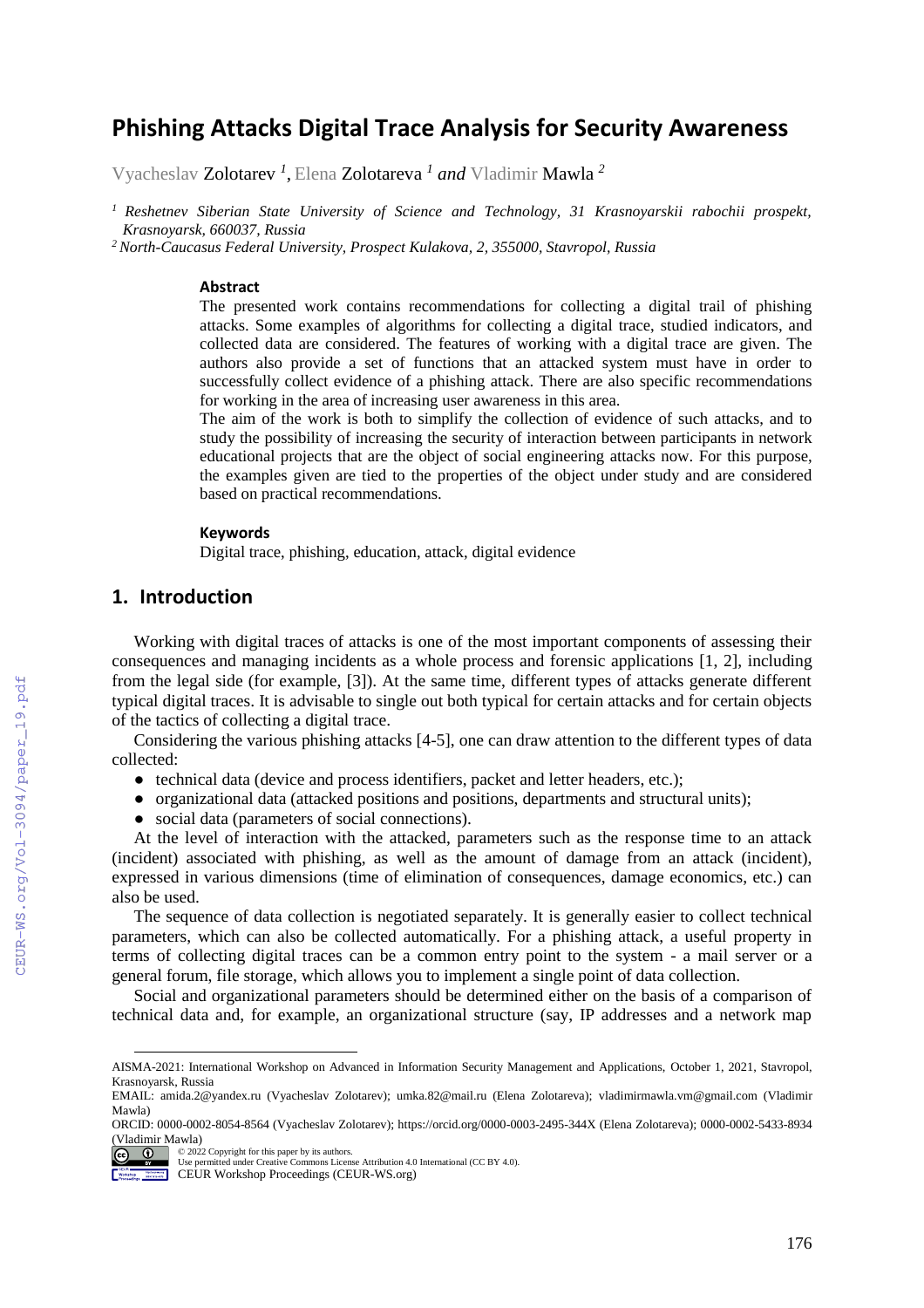# Phishing Attacks Digital Trace Analysis for Security Awareness

Vyacheslav Zolotarev [1], Elena Zolotareva [1] *and* Vladimir Mawla [2]

[1] *Reshetnev Siberian State University of Science and Technology, 31 Krasnoyarskii rabochii prospekt, Krasnoyarsk, 660037, Russia*

[2] *North-Caucasus Federal University, Prospect Kulakova, 2, 355000, Stavropol, Russia*

### Abstract

The presented work contains recommendations for collecting a digital trail of phishing attacks. Some examples of algorithms for collecting a digital trace, studied indicators, and collected data are considered. The features of working with a digital trace are given. The authors also provide a set of functions that an attacked system must have in order to successfully collect evidence of a phishing attack. There are also specific recommendations for working in the area of increasing user awareness in this area.

The aim of the work is both to simplify the collection of evidence of such attacks, and to study the possibility of increasing the security of interaction between participants in network educational projects that are the object of social engineering attacks now. For this purpose, the examples given are tied to the properties of the object under study and are considered based on practical recommendations.

### Keywords

Digital trace, phishing, education, attack, digital evidence

## 1. Introduction

Working with digital traces of attacks is one of the most important components of assessing their consequences and managing incidents as a whole process and forensic applications [1, 2], including from the legal side (for example, [3]). At the same time, different types of attacks generate different typical digital traces. It is advisable to single out both typical for certain attacks and for certain objects of the tactics of collecting a digital trace.

Considering the various phishing attacks [4-5], one can draw attention to the different types of data collected:

- technical data (device and process identifiers, packet and letter headers, etc.);
- organizational data (attacked positions and positions, departments and structural units);
- social data (parameters of social connections).

At the level of interaction with the attacked, parameters such as the response time to an attack (incident) associated with phishing, as well as the amount of damage from an attack (incident), expressed in various dimensions (time of elimination of consequences, damage economics, etc.) can also be used.

The sequence of data collection is negotiated separately. It is generally easier to collect technical parameters, which can also be collected automatically. For a phishing attack, a useful property in terms of collecting digital traces can be a common entry point to the system - a mail server or a general forum, file storage, which allows you to implement a single point of data collection.

Social and organizational parameters should be determined either on the basis of a comparison of technical data and, for example, an organizational structure (say, IP addresses and a network map

---

AISMA-2021: International Workshop on Advanced in Information Security Management and Applications, October 1, 2021, Stavropol, Krasnoyarsk, Russia

EMAIL: amida.2@yandex.ru (Vyacheslav Zolotarev); umka.82@mail.ru (Elena Zolotareva); vladimirmawla.vm@gmail.com (Vladimir Mawla)

ORCID: 0000-0002-8054-8564 (Vyacheslav Zolotarev); https://orcid.org/0000-0003-2495-344X (Elena Zolotareva); 0000-0002-5433-8934 (Vladimir Mawla)

© 2022 Copyright for this paper by its authors.
Use permitted under Creative Commons License Attribution 4.0 International (CC BY 4.0).
CEUR Workshop Proceedings (CEUR-WS.org)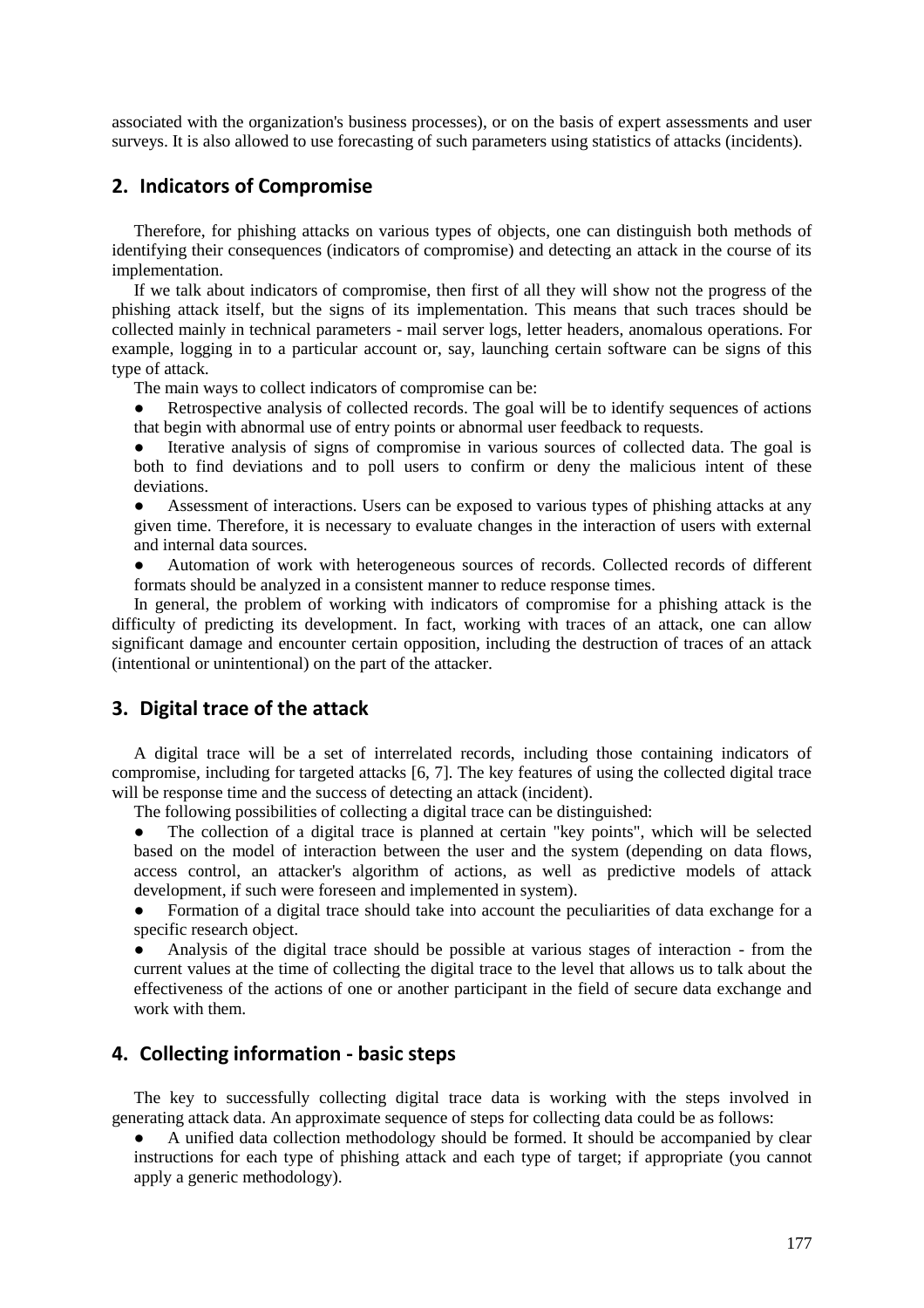associated with the organization's business processes), or on the basis of expert assessments and user surveys. It is also allowed to use forecasting of such parameters using statistics of attacks (incidents).

## 2. Indicators of Compromise

Therefore, for phishing attacks on various types of objects, one can distinguish both methods of identifying their consequences (indicators of compromise) and detecting an attack in the course of its implementation.

If we talk about indicators of compromise, then first of all they will show not the progress of the phishing attack itself, but the signs of its implementation. This means that such traces should be collected mainly in technical parameters - mail server logs, letter headers, anomalous operations. For example, logging in to a particular account or, say, launching certain software can be signs of this type of attack.

The main ways to collect indicators of compromise can be:

- Retrospective analysis of collected records. The goal will be to identify sequences of actions that begin with abnormal use of entry points or abnormal user feedback to requests.
- Iterative analysis of signs of compromise in various sources of collected data. The goal is both to find deviations and to poll users to confirm or deny the malicious intent of these deviations.
- Assessment of interactions. Users can be exposed to various types of phishing attacks at any given time. Therefore, it is necessary to evaluate changes in the interaction of users with external and internal data sources.
- Automation of work with heterogeneous sources of records. Collected records of different formats should be analyzed in a consistent manner to reduce response times.

In general, the problem of working with indicators of compromise for a phishing attack is the difficulty of predicting its development. In fact, working with traces of an attack, one can allow significant damage and encounter certain opposition, including the destruction of traces of an attack (intentional or unintentional) on the part of the attacker.

## 3. Digital trace of the attack

A digital trace will be a set of interrelated records, including those containing indicators of compromise, including for targeted attacks [6, 7]. The key features of using the collected digital trace will be response time and the success of detecting an attack (incident).

The following possibilities of collecting a digital trace can be distinguished:

- The collection of a digital trace is planned at certain "key points", which will be selected based on the model of interaction between the user and the system (depending on data flows, access control, an attacker's algorithm of actions, as well as predictive models of attack development, if such were foreseen and implemented in system).
- Formation of a digital trace should take into account the peculiarities of data exchange for a specific research object.
- Analysis of the digital trace should be possible at various stages of interaction - from the current values at the time of collecting the digital trace to the level that allows us to talk about the effectiveness of the actions of one or another participant in the field of secure data exchange and work with them.

## 4. Collecting information - basic steps

The key to successfully collecting digital trace data is working with the steps involved in generating attack data. An approximate sequence of steps for collecting data could be as follows:

- A unified data collection methodology should be formed. It should be accompanied by clear instructions for each type of phishing attack and each type of target; if appropriate (you cannot apply a generic methodology).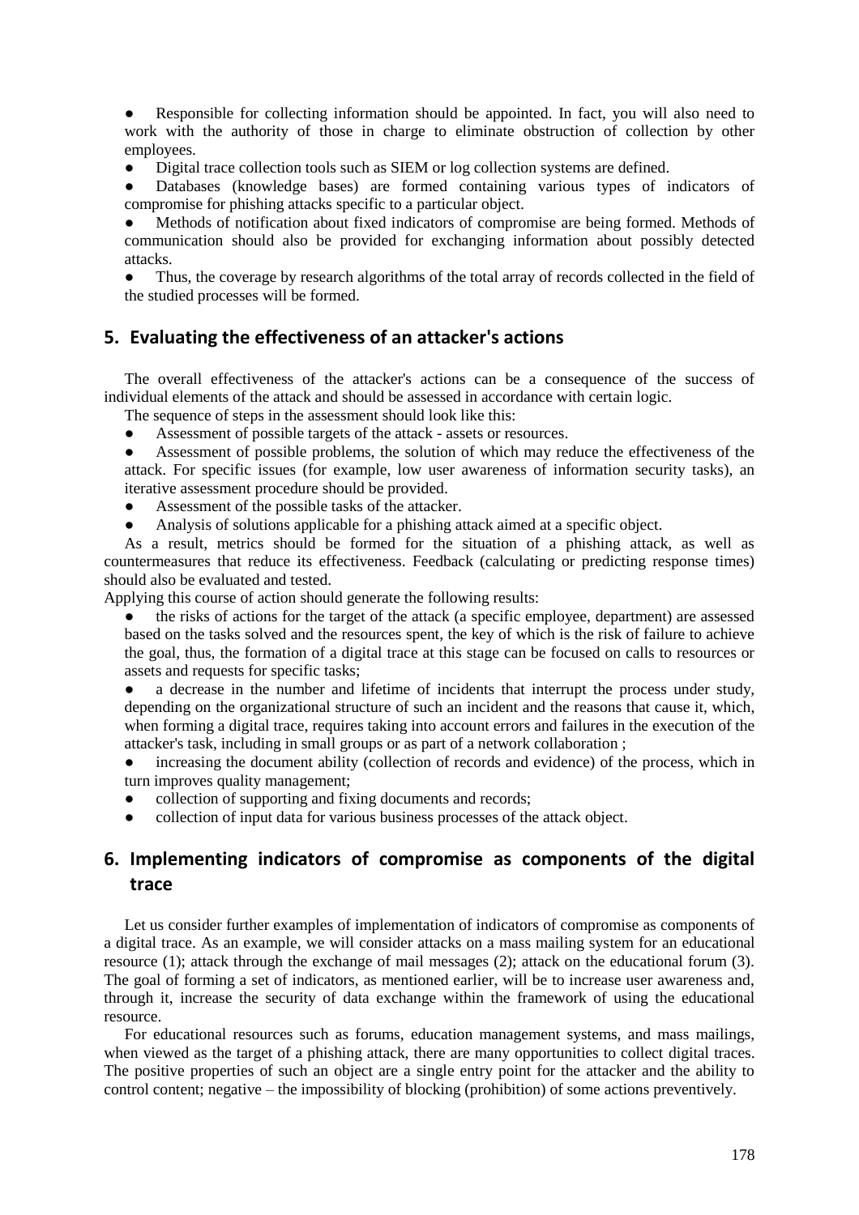- Responsible for collecting information should be appointed. In fact, you will also need to work with the authority of those in charge to eliminate obstruction of collection by other employees.
- Digital trace collection tools such as SIEM or log collection systems are defined.
- Databases (knowledge bases) are formed containing various types of indicators of compromise for phishing attacks specific to a particular object.
- Methods of notification about fixed indicators of compromise are being formed. Methods of communication should also be provided for exchanging information about possibly detected attacks.
- Thus, the coverage by research algorithms of the total array of records collected in the field of the studied processes will be formed.

## 5. Evaluating the effectiveness of an attacker's actions

The overall effectiveness of the attacker's actions can be a consequence of the success of individual elements of the attack and should be assessed in accordance with certain logic.

The sequence of steps in the assessment should look like this:

- Assessment of possible targets of the attack - assets or resources.
- Assessment of possible problems, the solution of which may reduce the effectiveness of the attack. For specific issues (for example, low user awareness of information security tasks), an iterative assessment procedure should be provided.
- Assessment of the possible tasks of the attacker.
- Analysis of solutions applicable for a phishing attack aimed at a specific object.

As a result, metrics should be formed for the situation of a phishing attack, as well as countermeasures that reduce its effectiveness. Feedback (calculating or predicting response times) should also be evaluated and tested.

Applying this course of action should generate the following results:

- the risks of actions for the target of the attack (a specific employee, department) are assessed based on the tasks solved and the resources spent, the key of which is the risk of failure to achieve the goal, thus, the formation of a digital trace at this stage can be focused on calls to resources or assets and requests for specific tasks;
- a decrease in the number and lifetime of incidents that interrupt the process under study, depending on the organizational structure of such an incident and the reasons that cause it, which, when forming a digital trace, requires taking into account errors and failures in the execution of the attacker's task, including in small groups or as part of a network collaboration ;
- increasing the document ability (collection of records and evidence) of the process, which in turn improves quality management;
- collection of supporting and fixing documents and records;
- collection of input data for various business processes of the attack object.

## 6. Implementing indicators of compromise as components of the digital trace

Let us consider further examples of implementation of indicators of compromise as components of a digital trace. As an example, we will consider attacks on a mass mailing system for an educational resource (1); attack through the exchange of mail messages (2); attack on the educational forum (3). The goal of forming a set of indicators, as mentioned earlier, will be to increase user awareness and, through it, increase the security of data exchange within the framework of using the educational resource.

For educational resources such as forums, education management systems, and mass mailings, when viewed as the target of a phishing attack, there are many opportunities to collect digital traces. The positive properties of such an object are a single entry point for the attacker and the ability to control content; negative – the impossibility of blocking (prohibition) of some actions preventively.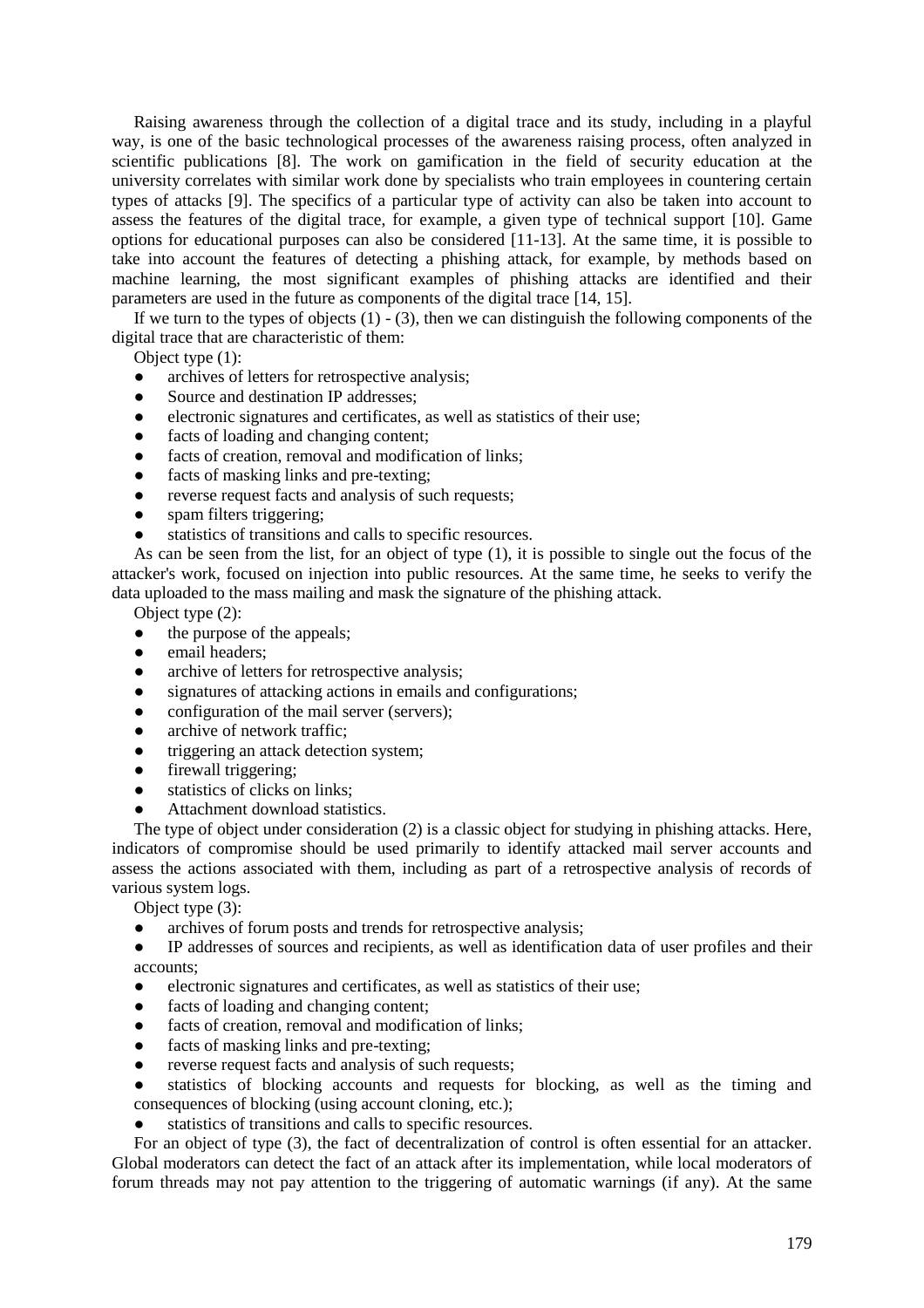Raising awareness through the collection of a digital trace and its study, including in a playful way, is one of the basic technological processes of the awareness raising process, often analyzed in scientific publications [8]. The work on gamification in the field of security education at the university correlates with similar work done by specialists who train employees in countering certain types of attacks [9]. The specifics of a particular type of activity can also be taken into account to assess the features of the digital trace, for example, a given type of technical support [10]. Game options for educational purposes can also be considered [11-13]. At the same time, it is possible to take into account the features of detecting a phishing attack, for example, by methods based on machine learning, the most significant examples of phishing attacks are identified and their parameters are used in the future as components of the digital trace [14, 15].

If we turn to the types of objects (1) - (3), then we can distinguish the following components of the digital trace that are characteristic of them:

Object type (1):

- archives of letters for retrospective analysis;
- Source and destination IP addresses;
- electronic signatures and certificates, as well as statistics of their use;
- facts of loading and changing content;
- facts of creation, removal and modification of links;
- facts of masking links and pre-texting;
- reverse request facts and analysis of such requests;
- spam filters triggering;
- statistics of transitions and calls to specific resources.

As can be seen from the list, for an object of type (1), it is possible to single out the focus of the attacker's work, focused on injection into public resources. At the same time, he seeks to verify the data uploaded to the mass mailing and mask the signature of the phishing attack.

Object type (2):

- the purpose of the appeals;
- email headers;
- archive of letters for retrospective analysis;
- signatures of attacking actions in emails and configurations;
- configuration of the mail server (servers);
- archive of network traffic;
- triggering an attack detection system;
- firewall triggering;
- statistics of clicks on links;
- Attachment download statistics.

The type of object under consideration (2) is a classic object for studying in phishing attacks. Here, indicators of compromise should be used primarily to identify attacked mail server accounts and assess the actions associated with them, including as part of a retrospective analysis of records of various system logs.

Object type (3):

- archives of forum posts and trends for retrospective analysis;
- IP addresses of sources and recipients, as well as identification data of user profiles and their accounts;
- electronic signatures and certificates, as well as statistics of their use;
- facts of loading and changing content;
- facts of creation, removal and modification of links;
- facts of masking links and pre-texting;
- reverse request facts and analysis of such requests;
- statistics of blocking accounts and requests for blocking, as well as the timing and consequences of blocking (using account cloning, etc.);
- statistics of transitions and calls to specific resources.

For an object of type (3), the fact of decentralization of control is often essential for an attacker. Global moderators can detect the fact of an attack after its implementation, while local moderators of forum threads may not pay attention to the triggering of automatic warnings (if any). At the same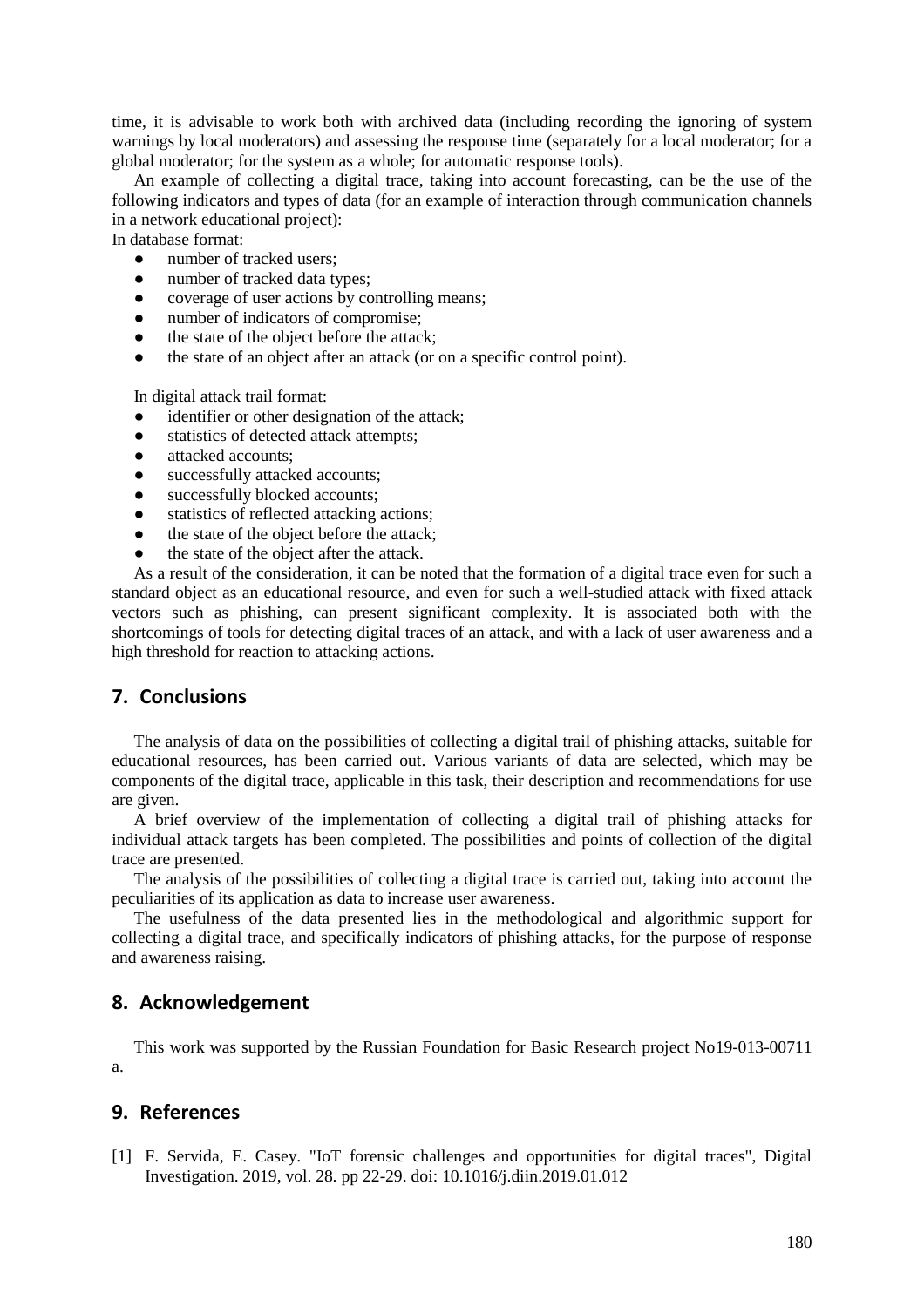time, it is advisable to work both with archived data (including recording the ignoring of system warnings by local moderators) and assessing the response time (separately for a local moderator; for a global moderator; for the system as a whole; for automatic response tools).

An example of collecting a digital trace, taking into account forecasting, can be the use of the following indicators and types of data (for an example of interaction through communication channels in a network educational project):

In database format:

- number of tracked users;
- number of tracked data types;
- coverage of user actions by controlling means;
- number of indicators of compromise;
- the state of the object before the attack;
- the state of an object after an attack (or on a specific control point).

In digital attack trail format:

- identifier or other designation of the attack;
- statistics of detected attack attempts;
- attacked accounts;
- successfully attacked accounts;
- successfully blocked accounts;
- statistics of reflected attacking actions;
- the state of the object before the attack;
- the state of the object after the attack.

As a result of the consideration, it can be noted that the formation of a digital trace even for such a standard object as an educational resource, and even for such a well-studied attack with fixed attack vectors such as phishing, can present significant complexity. It is associated both with the shortcomings of tools for detecting digital traces of an attack, and with a lack of user awareness and a high threshold for reaction to attacking actions.

## 7. Conclusions

The analysis of data on the possibilities of collecting a digital trail of phishing attacks, suitable for educational resources, has been carried out. Various variants of data are selected, which may be components of the digital trace, applicable in this task, their description and recommendations for use are given.

A brief overview of the implementation of collecting a digital trail of phishing attacks for individual attack targets has been completed. The possibilities and points of collection of the digital trace are presented.

The analysis of the possibilities of collecting a digital trace is carried out, taking into account the peculiarities of its application as data to increase user awareness.

The usefulness of the data presented lies in the methodological and algorithmic support for collecting a digital trace, and specifically indicators of phishing attacks, for the purpose of response and awareness raising.

## 8. Acknowledgement

This work was supported by the Russian Foundation for Basic Research project No19-013-00711 a.

## 9. References

[1] F. Servida, E. Casey. "IoT forensic challenges and opportunities for digital traces", Digital Investigation. 2019, vol. 28. pp 22-29. doi: 10.1016/j.diin.2019.01.012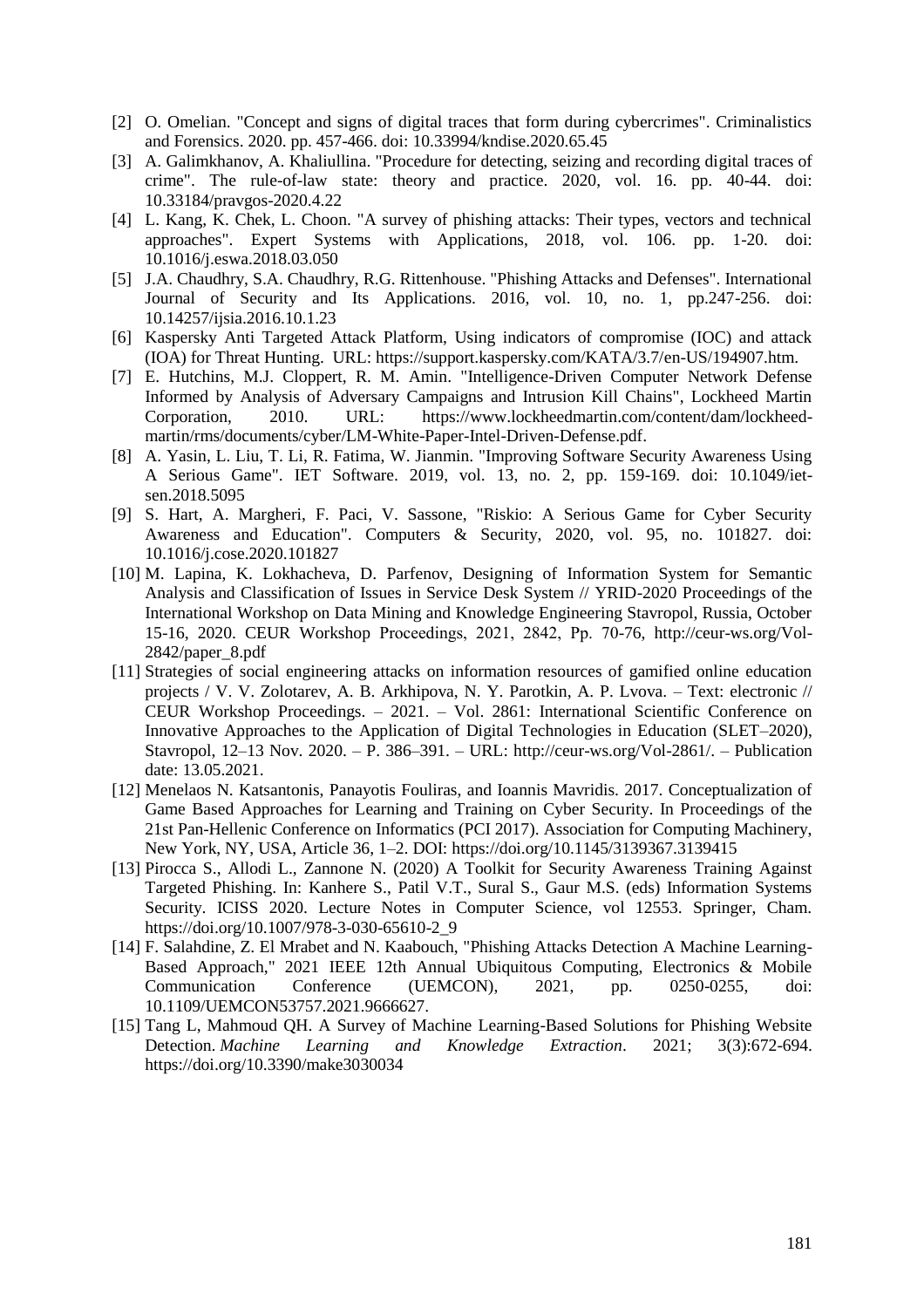[2] O. Omelian. "Concept and signs of digital traces that form during cybercrimes". Criminalistics and Forensics. 2020. pp. 457-466. doi: 10.33994/kndise.2020.65.45

[3] A. Galimkhanov, A. Khaliullina. "Procedure for detecting, seizing and recording digital traces of crime". The rule-of-law state: theory and practice. 2020, vol. 16. pp. 40-44. doi: 10.33184/pravgos-2020.4.22

[4] L. Kang, K. Chek, L. Choon. "A survey of phishing attacks: Their types, vectors and technical approaches". Expert Systems with Applications, 2018, vol. 106. pp. 1-20. doi: 10.1016/j.eswa.2018.03.050

[5] J.A. Chaudhry, S.A. Chaudhry, R.G. Rittenhouse. "Phishing Attacks and Defenses". International Journal of Security and Its Applications. 2016, vol. 10, no. 1, pp.247-256. doi: 10.14257/ijsia.2016.10.1.23

[6] Kaspersky Anti Targeted Attack Platform, Using indicators of compromise (IOC) and attack (IOA) for Threat Hunting. URL: https://support.kaspersky.com/KATA/3.7/en-US/194907.htm.

[7] E. Hutchins, M.J. Cloppert, R. M. Amin. "Intelligence-Driven Computer Network Defense Informed by Analysis of Adversary Campaigns and Intrusion Kill Chains", Lockheed Martin Corporation, 2010. URL: https://www.lockheedmartin.com/content/dam/lockheed-martin/rms/documents/cyber/LM-White-Paper-Intel-Driven-Defense.pdf.

[8] A. Yasin, L. Liu, T. Li, R. Fatima, W. Jianmin. "Improving Software Security Awareness Using A Serious Game". IET Software. 2019, vol. 13, no. 2, pp. 159-169. doi: 10.1049/iet-sen.2018.5095

[9] S. Hart, A. Margheri, F. Paci, V. Sassone, "Riskio: A Serious Game for Cyber Security Awareness and Education". Computers & Security, 2020, vol. 95, no. 101827. doi: 10.1016/j.cose.2020.101827

[10] M. Lapina, K. Lokhacheva, D. Parfenov, Designing of Information System for Semantic Analysis and Classification of Issues in Service Desk System // YRID-2020 Proceedings of the International Workshop on Data Mining and Knowledge Engineering Stavropol, Russia, October 15-16, 2020. CEUR Workshop Proceedings, 2021, 2842, Pp. 70-76, http://ceur-ws.org/Vol-2842/paper_8.pdf

[11] Strategies of social engineering attacks on information resources of gamified online education projects / V. V. Zolotarev, A. B. Arkhipova, N. Y. Parotkin, A. P. Lvova. – Text: electronic // CEUR Workshop Proceedings. – 2021. – Vol. 2861: International Scientific Conference on Innovative Approaches to the Application of Digital Technologies in Education (SLET–2020), Stavropol, 12–13 Nov. 2020. – P. 386–391. – URL: http://ceur-ws.org/Vol-2861/. – Publication date: 13.05.2021.

[12] Menelaos N. Katsantonis, Panayotis Fouliras, and Ioannis Mavridis. 2017. Conceptualization of Game Based Approaches for Learning and Training on Cyber Security. In Proceedings of the 21st Pan-Hellenic Conference on Informatics (PCI 2017). Association for Computing Machinery, New York, NY, USA, Article 36, 1–2. DOI: https://doi.org/10.1145/3139367.3139415

[13] Pirocca S., Allodi L., Zannone N. (2020) A Toolkit for Security Awareness Training Against Targeted Phishing. In: Kanhere S., Patil V.T., Sural S., Gaur M.S. (eds) Information Systems Security. ICISS 2020. Lecture Notes in Computer Science, vol 12553. Springer, Cham. https://doi.org/10.1007/978-3-030-65610-2_9

[14] F. Salahdine, Z. El Mrabet and N. Kaabouch, "Phishing Attacks Detection A Machine Learning-Based Approach," 2021 IEEE 12th Annual Ubiquitous Computing, Electronics & Mobile Communication Conference (UEMCON), 2021, pp. 0250-0255, doi: 10.1109/UEMCON53757.2021.9666627.

[15] Tang L, Mahmoud QH. A Survey of Machine Learning-Based Solutions for Phishing Website Detection. *Machine Learning and Knowledge Extraction*. 2021; 3(3):672-694. https://doi.org/10.3390/make3030034